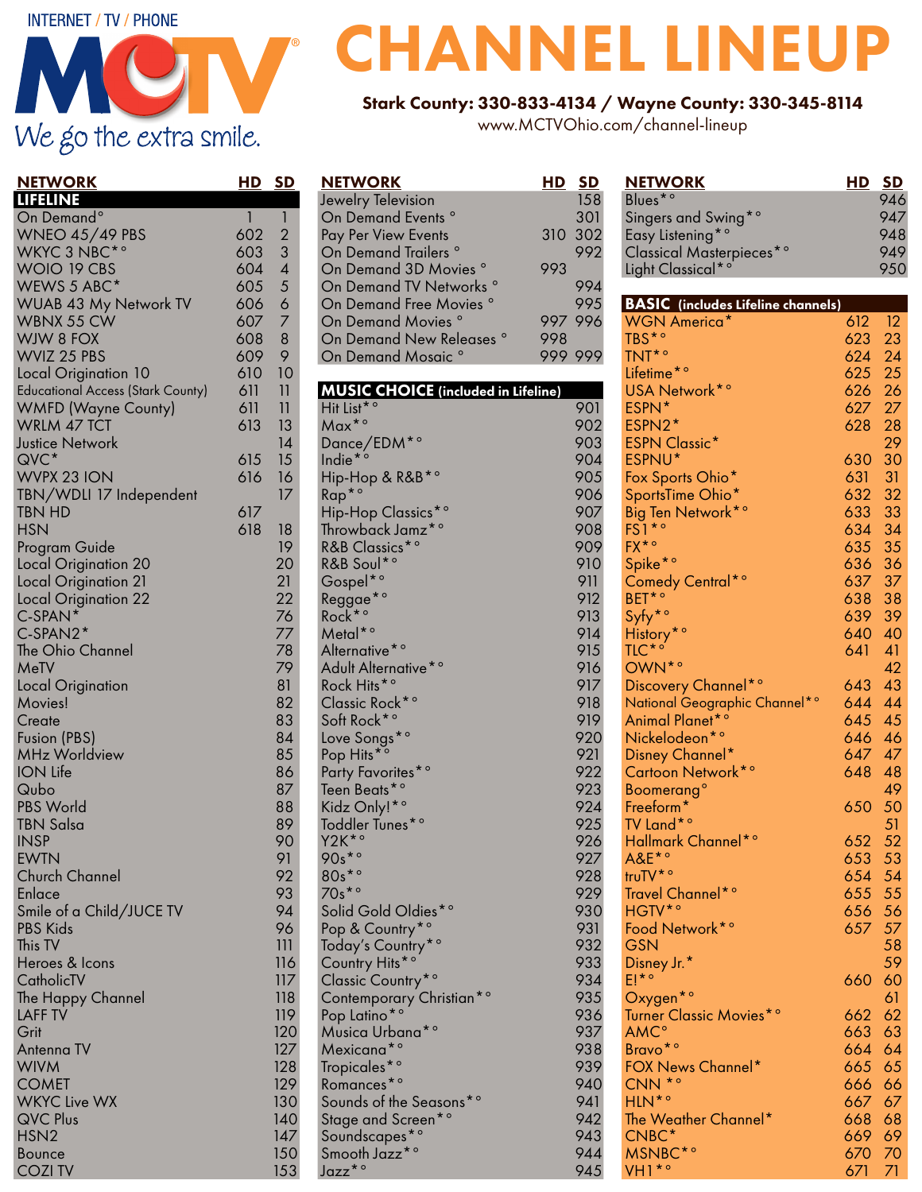INTERNET / TV / PHONE

MCTV

*We go the extra smile.*

# CHANNEL LINEUP

**Stark County: 330-833-4134 / Wayne County: 330-345-8114**

www.MCTVOhio.com/channel-lineup

| NETWORK | HD | SD |
|---|---|---|
| **LIFELINE** | | |
| On Demand° | 1 | 1 |
| WNEO 45/49 PBS | 602 | 2 |
| WKYC 3 NBC*° | 603 | 3 |
| WOIO 19 CBS | 604 | 4 |
| WEWS 5 ABC* | 605 | 5 |
| WUAB 43 My Network TV | 606 | 6 |
| WBNX 55 CW | 607 | 7 |
| WJW 8 FOX | 608 | 8 |
| WVIZ 25 PBS | 609 | 9 |
| Local Origination 10 | 610 | 10 |
| Educational Access (Stark County) | 611 | 11 |
| WMFD (Wayne County) | 611 | 11 |
| WRLM 47 TCT | 613 | 13 |
| Justice Network | | 14 |
| QVC* | 615 | 15 |
| WVPX 23 ION | 616 | 16 |
| TBN/WDLI 17 Independent | | 17 |
| TBN HD | 617 | |
| HSN | 618 | 18 |
| Program Guide | | 19 |
| Local Origination 20 | | 20 |
| Local Origination 21 | | 21 |
| Local Origination 22 | | 22 |
| C-SPAN* | | 76 |
| C-SPAN2* | | 77 |
| The Ohio Channel | | 78 |
| MeTV | | 79 |
| Local Origination | | 81 |
| Movies! | | 82 |
| Create | | 83 |
| Fusion (PBS) | | 84 |
| MHz Worldview | | 85 |
| ION Life | | 86 |
| Qubo | | 87 |
| PBS World | | 88 |
| TBN Salsa | | 89 |
| INSP | | 90 |
| EWTN | | 91 |
| Church Channel | | 92 |
| Enlace | | 93 |
| Smile of a Child/JUCE TV | | 94 |
| PBS Kids | | 96 |
| This TV | | 111 |
| Heroes & Icons | | 116 |
| CatholicTV | | 117 |
| The Happy Channel | | 118 |
| LAFF TV | | 119 |
| Grit | | 120 |
| Antenna TV | | 127 |
| WIVM | | 128 |
| COMET | | 129 |
| WKYC Live WX | | 130 |
| QVC Plus | | 140 |
| HSN2 | | 147 |
| Bounce | | 150 |
| COZI TV | | 153 |
| Jewelry Television | | 158 |
| On Demand Events ° | | 301 |
| Pay Per View Events | 310 | 302 |
| On Demand Trailers ° | | 992 |
| On Demand 3D Movies ° | 993 | |
| On Demand TV Networks ° | | 994 |
| On Demand Free Movies ° | | 995 |
| On Demand Movies ° | 997 | 996 |
| On Demand New Releases ° | 998 | |
| On Demand Mosaic ° | 999 | 999 |

| NETWORK | HD | SD |
|---|---|---|
| **MUSIC CHOICE (included in Lifeline)** | | |
| Hit List*° | | 901 |
| Max*° | | 902 |
| Dance/EDM*° | | 903 |
| Indie*° | | 904 |
| Hip-Hop & R&B*° | | 905 |
| Rap*° | | 906 |
| Hip-Hop Classics*° | | 907 |
| Throwback Jamz*° | | 908 |
| R&B Classics*° | | 909 |
| R&B Soul*° | | 910 |
| Gospel*° | | 911 |
| Reggae*° | | 912 |
| Rock*° | | 913 |
| Metal*° | | 914 |
| Alternative*° | | 915 |
| Adult Alternative*° | | 916 |
| Rock Hits*° | | 917 |
| Classic Rock*° | | 918 |
| Soft Rock*° | | 919 |
| Love Songs*° | | 920 |
| Pop Hits*° | | 921 |
| Party Favorites*° | | 922 |
| Teen Beats*° | | 923 |
| Kidz Only!*° | | 924 |
| Toddler Tunes*° | | 925 |
| Y2K*° | | 926 |
| 90s*° | | 927 |
| 80s*° | | 928 |
| 70s*° | | 929 |
| Solid Gold Oldies*° | | 930 |
| Pop & Country*° | | 931 |
| Today's Country*° | | 932 |
| Country Hits*° | | 933 |
| Classic Country*° | | 934 |
| Contemporary Christian*° | | 935 |
| Pop Latino*° | | 936 |
| Musica Urbana*° | | 937 |
| Mexicana*° | | 938 |
| Tropicales*° | | 939 |
| Romances*° | | 940 |
| Sounds of the Seasons*° | | 941 |
| Stage and Screen*° | | 942 |
| Soundscapes*° | | 943 |
| Smooth Jazz*° | | 944 |
| Jazz*° | | 945 |
| Blues*° | | 946 |
| Singers and Swing*° | | 947 |
| Easy Listening*° | | 948 |
| Classical Masterpieces*° | | 949 |
| Light Classical*° | | 950 |

| NETWORK | HD | SD |
|---|---|---|
| **BASIC (includes Lifeline channels)** | | |
| WGN America* | 612 | 12 |
| TBS*° | 623 | 23 |
| TNT*° | 624 | 24 |
| Lifetime*° | 625 | 25 |
| USA Network*° | 626 | 26 |
| ESPN* | 627 | 27 |
| ESPN2* | 628 | 28 |
| ESPN Classic* | | 29 |
| ESPNU* | 630 | 30 |
| Fox Sports Ohio* | 631 | 31 |
| SportsTime Ohio* | 632 | 32 |
| Big Ten Network*° | 633 | 33 |
| FS1*° | 634 | 34 |
| FX*° | 635 | 35 |
| Spike*° | 636 | 36 |
| Comedy Central*° | 637 | 37 |
| BET*° | 638 | 38 |
| Syfy*° | 639 | 39 |
| History*° | 640 | 40 |
| TLC*° | 641 | 41 |
| OWN*° | | 42 |
| Discovery Channel*° | 643 | 43 |
| National Geographic Channel*° | 644 | 44 |
| Animal Planet*° | 645 | 45 |
| Nickelodeon*° | 646 | 46 |
| Disney Channel* | 647 | 47 |
| Cartoon Network*° | 648 | 48 |
| Boomerang° | | 49 |
| Freeform* | 650 | 50 |
| TV Land*° | | 51 |
| Hallmark Channel*° | 652 | 52 |
| A&E*° | 653 | 53 |
| truTV*° | 654 | 54 |
| Travel Channel*° | 655 | 55 |
| HGTV*° | 656 | 56 |
| Food Network*° | 657 | 57 |
| GSN | | 58 |
| Disney Jr.* | | 59 |
| E!*° | 660 | 60 |
| Oxygen*° | | 61 |
| Turner Classic Movies*° | 662 | 62 |
| AMC° | 663 | 63 |
| Bravo*° | 664 | 64 |
| FOX News Channel* | 665 | 65 |
| CNN *° | 666 | 66 |
| HLN*° | 667 | 67 |
| The Weather Channel* | 668 | 68 |
| CNBC* | 669 | 69 |
| MSNBC*° | 670 | 70 |
| VH1*° | 671 | 71 |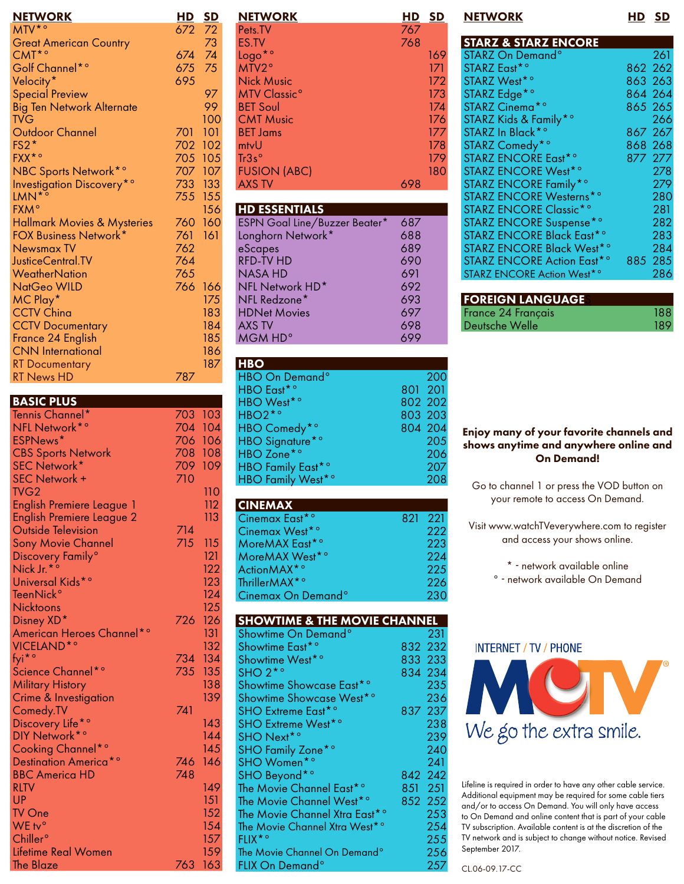| NETWORK | HD | SD |
|---|---|---|
| MTV*° | 672 | 72 |
| Great American Country | | 73 |
| CMT*° | 674 | 74 |
| Golf Channel*° | 675 | 75 |
| Velocity* | 695 | |
| Special Preview | | 97 |
| Big Ten Network Alternate | | 99 |
| TVG | | 100 |
| Outdoor Channel | 701 | 101 |
| FS2* | 702 | 102 |
| FXX*° | 705 | 105 |
| NBC Sports Network*° | 707 | 107 |
| Investigation Discovery*° | 733 | 133 |
| LMN*° | 755 | 155 |
| FXM° | | 156 |
| Hallmark Movies & Mysteries | 760 | 160 |
| FOX Business Network* | 761 | 161 |
| Newsmax TV | 762 | |
| JusticeCentral.TV | 764 | |
| WeatherNation | 765 | |
| NatGeo WILD | 766 | 166 |
| MC Play* | | 175 |
| CCTV China | | 183 |
| CCTV Documentary | | 184 |
| France 24 English | | 185 |
| CNN International | | 186 |
| RT Documentary | | 187 |
| RT News HD | 787 | |

## BASIC PLUS

| NETWORK | HD | SD |
|---|---|---|
| Tennis Channel* | 703 | 103 |
| NFL Network*° | 704 | 104 |
| ESPNews* | 706 | 106 |
| CBS Sports Network | 708 | 108 |
| SEC Network* | 709 | 109 |
| SEC Network + | 710 | |
| TVG2 | | 110 |
| English Premiere League 1 | | 112 |
| English Premiere League 2 | | 113 |
| Outside Television | 714 | |
| Sony Movie Channel | 715 | 115 |
| Discovery Family° | | 121 |
| Nick Jr.*° | | 122 |
| Universal Kids*° | | 123 |
| TeenNick° | | 124 |
| Nicktoons | | 125 |
| Disney XD* | 726 | 126 |
| American Heroes Channel*° | | 131 |
| VICELAND*° | | 132 |
| fyi*° | 734 | 134 |
| Science Channel*° | 735 | 135 |
| Military History | | 138 |
| Crime & Investigation | | 139 |
| Comedy.TV | 741 | |
| Discovery Life*° | | 143 |
| DIY Network*° | | 144 |
| Cooking Channel*° | | 145 |
| Destination America*° | 746 | 146 |
| BBC America HD | 748 | |
| RLTV | | 149 |
| UP | | 151 |
| TV One | | 152 |
| WE tv° | | 154 |
| Chiller° | | 157 |
| Lifetime Real Women | | 159 |
| The Blaze | 763 | 163 |

| NETWORK | HD | SD |
|---|---|---|
| Pets.TV | 767 | |
| ES.TV | 768 | |
| Logo*° | | 169 |
| MTV2° | | 171 |
| Nick Music | | 172 |
| MTV Classic° | | 173 |
| BET Soul | | 174 |
| CMT Music | | 176 |
| BET Jams | | 177 |
| mtvU | | 178 |
| Tr3s° | | 179 |
| FUSION (ABC) | | 180 |
| AXS TV | 698 | |

## HD ESSENTIALS

| NETWORK | HD | SD |
|---|---|---|
| ESPN Goal Line/Buzzer Beater* | 687 | |
| Longhorn Network* | 688 | |
| eScapes | 689 | |
| RFD-TV HD | 690 | |
| NASA HD | 691 | |
| NFL Network HD* | 692 | |
| NFL Redzone* | 693 | |
| HDNet Movies | 697 | |
| AXS TV | 698 | |
| MGM HD° | 699 | |

## HBO

| NETWORK | HD | SD |
|---|---|---|
| HBO On Demand° | | 200 |
| HBO East*° | 801 | 201 |
| HBO West*° | 802 | 202 |
| HBO2*° | 803 | 203 |
| HBO Comedy*° | 804 | 204 |
| HBO Signature*° | | 205 |
| HBO Zone*° | | 206 |
| HBO Family East*° | | 207 |
| HBO Family West*° | | 208 |

## CINEMAX

| NETWORK | HD | SD |
|---|---|---|
| Cinemax East*° | 821 | 221 |
| Cinemax West*° | | 222 |
| MoreMAX East*° | | 223 |
| MoreMAX West*° | | 224 |
| ActionMAX*° | | 225 |
| ThrillerMAX*° | | 226 |
| Cinemax On Demand° | | 230 |

## SHOWTIME & THE MOVIE CHANNEL

| NETWORK | HD | SD |
|---|---|---|
| Showtime On Demand° | | 231 |
| Showtime East*° | 832 | 232 |
| Showtime West*° | 833 | 233 |
| SHO 2*° | 834 | 234 |
| Showtime Showcase East*° | | 235 |
| Showtime Showcase West*° | | 236 |
| SHO Extreme East*° | 837 | 237 |
| SHO Extreme West*° | | 238 |
| SHO Next*° | | 239 |
| SHO Family Zone*° | | 240 |
| SHO Women*° | | 241 |
| SHO Beyond*° | 842 | 242 |
| The Movie Channel East*° | 851 | 251 |
| The Movie Channel West*° | 852 | 252 |
| The Movie Channel Xtra East*° | | 253 |
| The Movie Channel Xtra West*° | | 254 |
| FLIX*° | | 255 |
| The Movie Channel On Demand° | | 256 |
| FLIX On Demand° | | 257 |

## STARZ & STARZ ENCORE

| NETWORK | HD | SD |
|---|---|---|
| STARZ On Demand° | | 261 |
| STARZ East*° | 862 | 262 |
| STARZ West*° | 863 | 263 |
| STARZ Edge*° | 864 | 264 |
| STARZ Cinema*° | 865 | 265 |
| STARZ Kids & Family*° | | 266 |
| STARZ In Black*° | 867 | 267 |
| STARZ Comedy*° | 868 | 268 |
| STARZ ENCORE East*° | 877 | 277 |
| STARZ ENCORE West*° | | 278 |
| STARZ ENCORE Family*° | | 279 |
| STARZ ENCORE Westerns*° | | 280 |
| STARZ ENCORE Classic*° | | 281 |
| STARZ ENCORE Suspense*° | | 282 |
| STARZ ENCORE Black East*° | | 283 |
| STARZ ENCORE Black West*° | | 284 |
| STARZ ENCORE Action East*° | 885 | 285 |
| STARZ ENCORE Action West*° | | 286 |

## FOREIGN LANGUAGE

| NETWORK | HD | SD |
|---|---|---|
| France 24 Français | | 188 |
| Deutsche Welle | | 189 |

**Enjoy many of your favorite channels and shows anytime and anywhere online and On Demand!**

Go to channel 1 or press the VOD button on your remote to access On Demand.

Visit www.watchTVeverywhere.com to register and access your shows online.

\* - network available online
° - network available On Demand

INTERNET / TV / PHONE
MCTV®
We go the extra smile.

Lifeline is required in order to have any other cable service. Additional equipment may be required for some cable tiers and/or to access On Demand. You will only have access to On Demand and online content that is part of your cable TV subscription. Available content is at the discretion of the TV network and is subject to change without notice. Revised September 2017.

CL06-09.17-CC